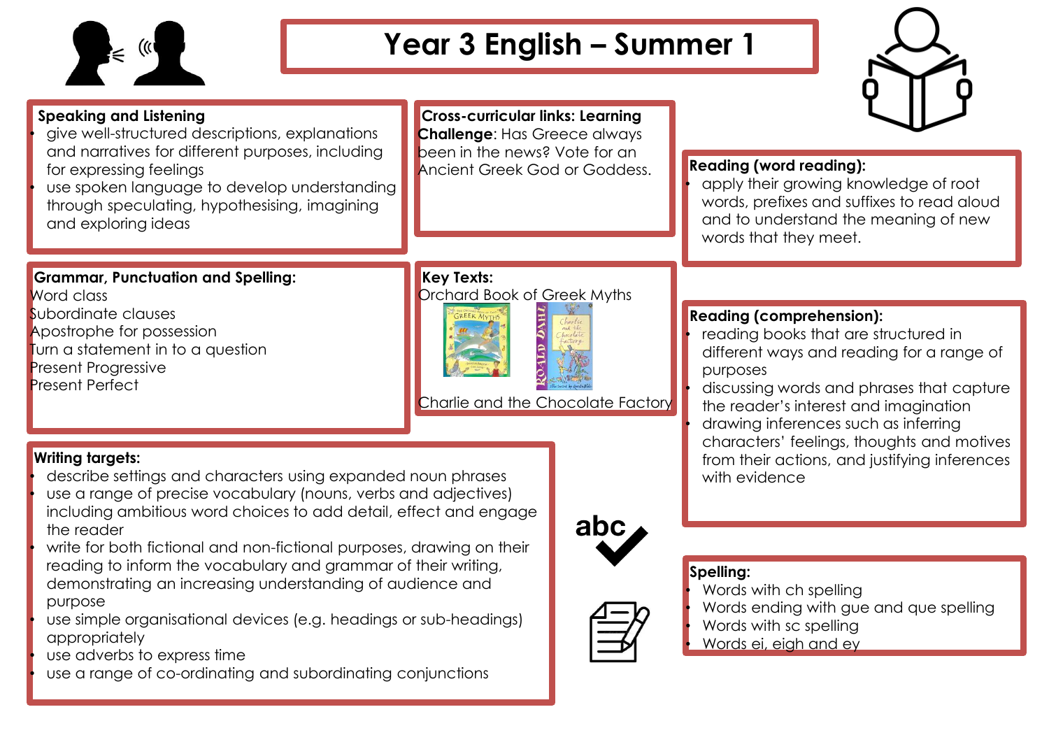# Year 3 English – Summer 1

## Speaking and Listening

- give well-structured descriptions, explanations and narratives for different purposes, including for expressing feelings
- use spoken language to develop understanding through speculating, hypothesising, imagining and exploring ideas

## Cross-curricular links: Learning Challenge

**Learning Challenge**: Has Greece always been in the news? Vote for an Ancient Greek God or Goddess.

## Reading (word reading):

- apply their growing knowledge of root words, prefixes and suffixes to read aloud and to understand the meaning of new words that they meet.

## Grammar, Punctuation and Spelling:

Word class
Subordinate clauses
Apostrophe for possession
Turn a statement in to a question
Present Progressive
Present Perfect

## Key Texts:

Orchard Book of Greek Myths

Charlie and the Chocolate Factory

## Reading (comprehension):

- reading books that are structured in different ways and reading for a range of purposes
- discussing words and phrases that capture the reader's interest and imagination
- drawing inferences such as inferring characters' feelings, thoughts and motives from their actions, and justifying inferences with evidence

## Writing targets:

- describe settings and characters using expanded noun phrases
- use a range of precise vocabulary (nouns, verbs and adjectives) including ambitious word choices to add detail, effect and engage the reader
- write for both fictional and non-fictional purposes, drawing on their reading to inform the vocabulary and grammar of their writing, demonstrating an increasing understanding of audience and purpose
- use simple organisational devices (e.g. headings or sub-headings) appropriately
- use adverbs to express time
- use a range of co-ordinating and subordinating conjunctions

## Spelling:

- Words with ch spelling
- Words ending with gue and que spelling
- Words with sc spelling
- Words ei, eigh and ey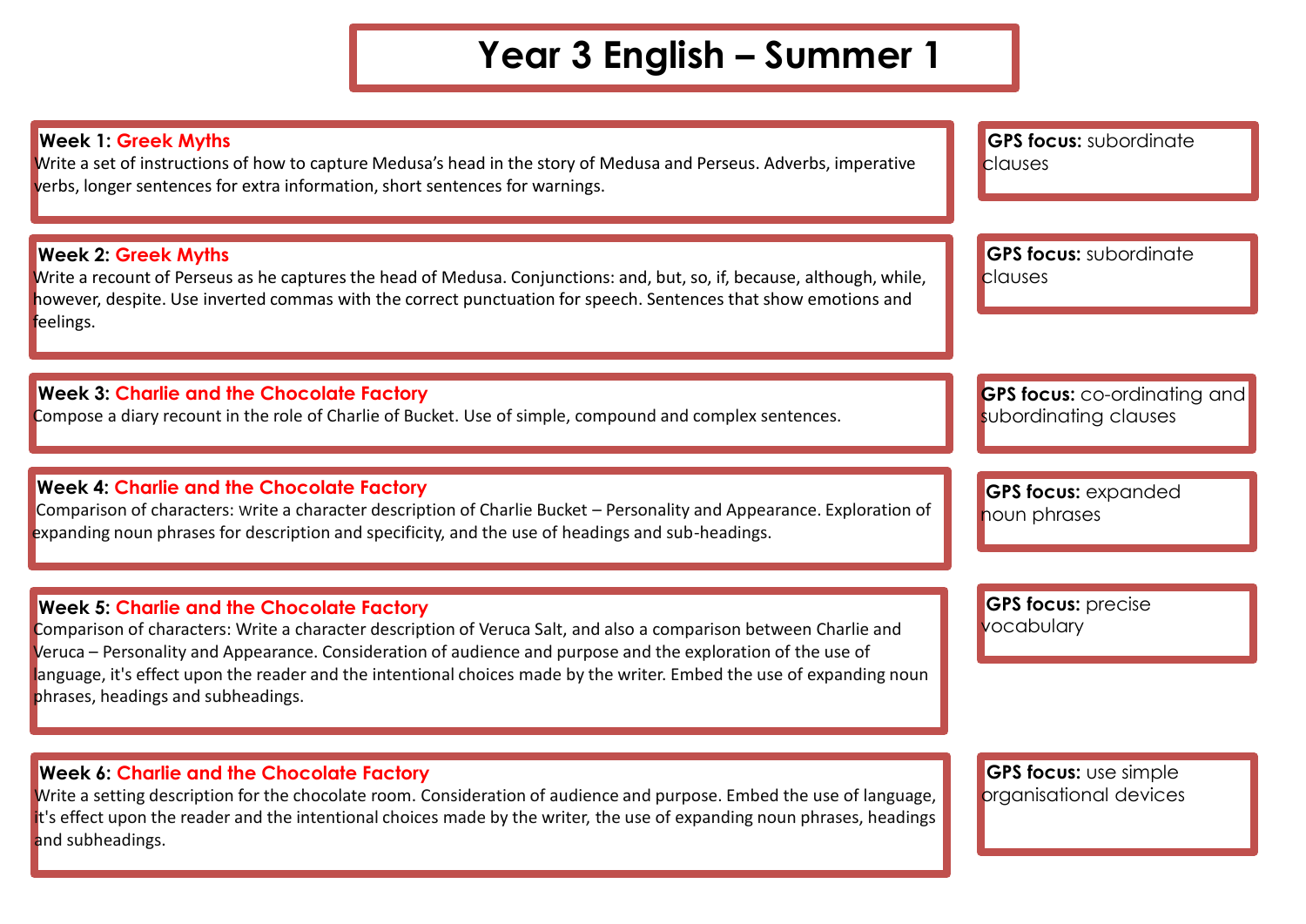# Year 3 English – Summer 1

**Week 1: Greek Myths**
Write a set of instructions of how to capture Medusa's head in the story of Medusa and Perseus. Adverbs, imperative verbs, longer sentences for extra information, short sentences for warnings.

**GPS focus:** subordinate clauses

**Week 2: Greek Myths**
Write a recount of Perseus as he captures the head of Medusa. Conjunctions: and, but, so, if, because, although, while, however, despite. Use inverted commas with the correct punctuation for speech. Sentences that show emotions and feelings.

**GPS focus:** subordinate clauses

**Week 3: Charlie and the Chocolate Factory**
Compose a diary recount in the role of Charlie of Bucket. Use of simple, compound and complex sentences.

**GPS focus:** co-ordinating and subordinating clauses

**Week 4: Charlie and the Chocolate Factory**
Comparison of characters: write a character description of Charlie Bucket – Personality and Appearance. Exploration of expanding noun phrases for description and specificity, and the use of headings and sub-headings.

**GPS focus:** expanded noun phrases

**Week 5: Charlie and the Chocolate Factory**
Comparison of characters: Write a character description of Veruca Salt, and also a comparison between Charlie and Veruca – Personality and Appearance. Consideration of audience and purpose and the exploration of the use of language, it's effect upon the reader and the intentional choices made by the writer. Embed the use of expanding noun phrases, headings and subheadings.

**GPS focus:** precise vocabulary

**Week 6: Charlie and the Chocolate Factory**
Write a setting description for the chocolate room. Consideration of audience and purpose. Embed the use of language, it's effect upon the reader and the intentional choices made by the writer, the use of expanding noun phrases, headings and subheadings.

**GPS focus:** use simple organisational devices